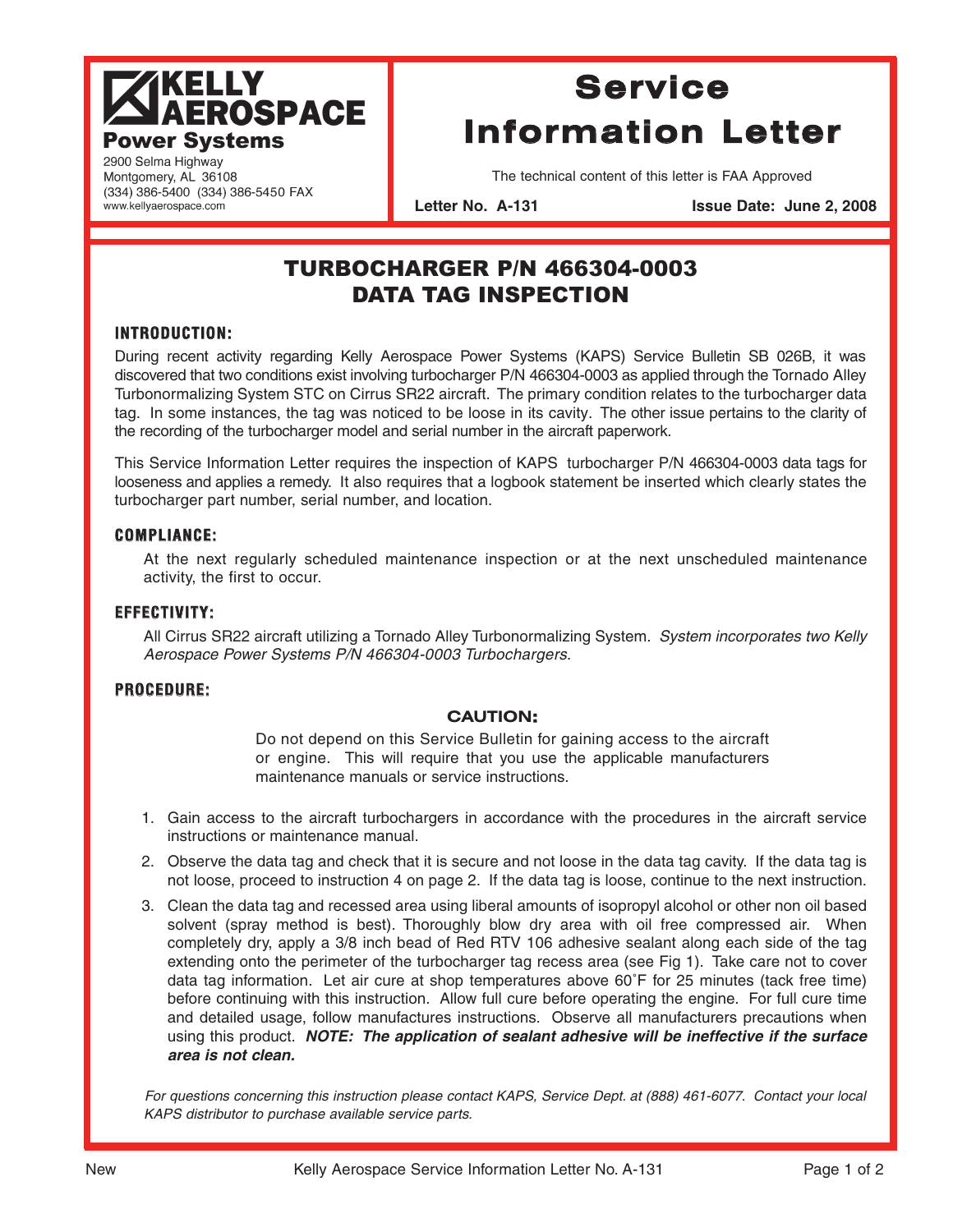**KELLY AEROSPACE**
**Power Systems**

2900 Selma Highway
Montgomery, AL 36108
(334) 386-5400 (334) 386-5450 FAX
www.kellyaerospace.com

# Service Information Letter

The technical content of this letter is FAA Approved

**Letter No. A-131** **Issue Date: June 2, 2008**

## TURBOCHARGER P/N 466304-0003 DATA TAG INSPECTION

### INTRODUCTION:

During recent activity regarding Kelly Aerospace Power Systems (KAPS) Service Bulletin SB 026B, it was discovered that two conditions exist involving turbocharger P/N 466304-0003 as applied through the Tornado Alley Turbonormalizing System STC on Cirrus SR22 aircraft. The primary condition relates to the turbocharger data tag. In some instances, the tag was noticed to be loose in its cavity. The other issue pertains to the clarity of the recording of the turbocharger model and serial number in the aircraft paperwork.

This Service Information Letter requires the inspection of KAPS turbocharger P/N 466304-0003 data tags for looseness and applies a remedy. It also requires that a logbook statement be inserted which clearly states the turbocharger part number, serial number, and location.

### COMPLIANCE:

At the next regularly scheduled maintenance inspection or at the next unscheduled maintenance activity, the first to occur.

### EFFECTIVITY:

All Cirrus SR22 aircraft utilizing a Tornado Alley Turbonormalizing System. *System incorporates two Kelly Aerospace Power Systems P/N 466304-0003 Turbochargers.*

### PROCEDURE:

**CAUTION:**

Do not depend on this Service Bulletin for gaining access to the aircraft or engine. This will require that you use the applicable manufacturers maintenance manuals or service instructions.

1. Gain access to the aircraft turbochargers in accordance with the procedures in the aircraft service instructions or maintenance manual.
2. Observe the data tag and check that it is secure and not loose in the data tag cavity. If the data tag is not loose, proceed to instruction 4 on page 2. If the data tag is loose, continue to the next instruction.
3. Clean the data tag and recessed area using liberal amounts of isopropyl alcohol or other non oil based solvent (spray method is best). Thoroughly blow dry area with oil free compressed air. When completely dry, apply a 3/8 inch bead of Red RTV 106 adhesive sealant along each side of the tag extending onto the perimeter of the turbocharger tag recess area (see Fig 1). Take care not to cover data tag information. Let air cure at shop temperatures above 60˚F for 25 minutes (tack free time) before continuing with this instruction. Allow full cure before operating the engine. For full cure time and detailed usage, follow manufacturers instructions. Observe all manufacturers precautions when using this product. ***NOTE: The application of sealant adhesive will be ineffective if the surface area is not clean.***

*For questions concerning this instruction please contact KAPS, Service Dept. at (888) 461-6077. Contact your local KAPS distributor to purchase available service parts.*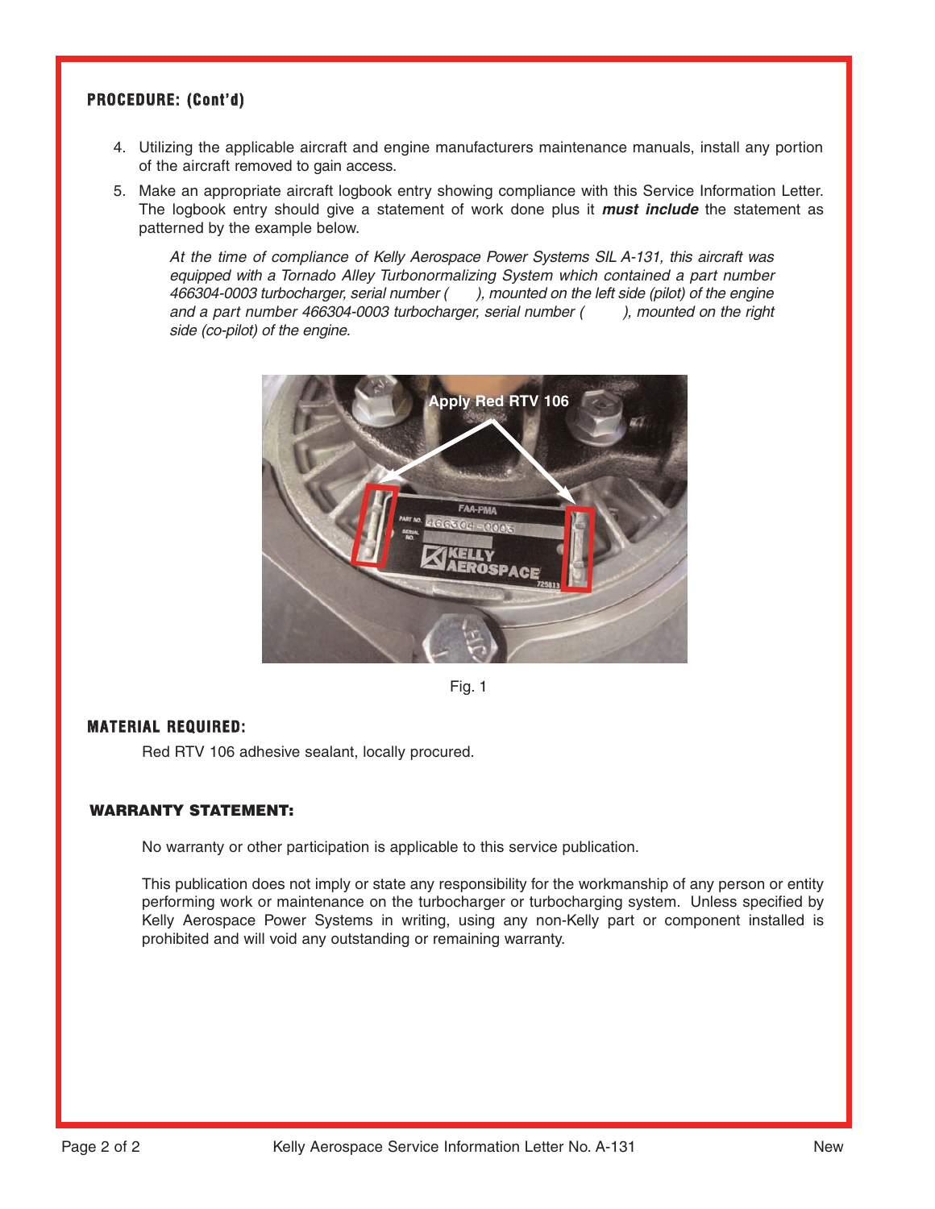**PROCEDURE: (Cont'd)**

4. Utilizing the applicable aircraft and engine manufacturers maintenance manuals, install any portion of the aircraft removed to gain access.
5. Make an appropriate aircraft logbook entry showing compliance with this Service Information Letter. The logbook entry should give a statement of work done plus it ***must include*** the statement as patterned by the example below.

   *At the time of compliance of Kelly Aerospace Power Systems SIL A-131, this aircraft was equipped with a Tornado Alley Turbonormalizing System which contained a part number 466304-0003 turbocharger, serial number (      ), mounted on the left side (pilot) of the engine and a part number 466304-0003 turbocharger, serial number (      ), mounted on the right side (co-pilot) of the engine.*

Apply Red RTV 106

FAA-PMA

PART NO. 466304-0003

SERIAL NO.

KELLY AEROSPACE

725813

Fig. 1

**MATERIAL REQUIRED:**

Red RTV 106 adhesive sealant, locally procured.

**WARRANTY STATEMENT:**

No warranty or other participation is applicable to this service publication.

This publication does not imply or state any responsibility for the workmanship of any person or entity performing work or maintenance on the turbocharger or turbocharging system. Unless specified by Kelly Aerospace Power Systems in writing, using any non-Kelly part or component installed is prohibited and will void any outstanding or remaining warranty.